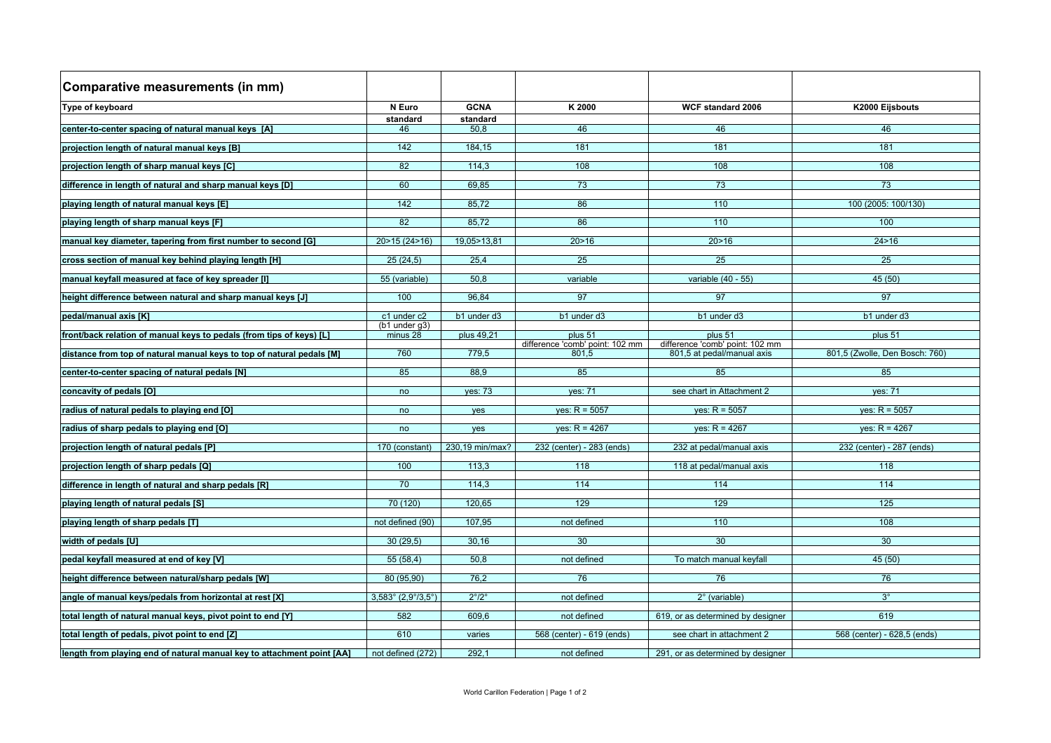# Comparative measurements (in mm)

| Type of keyboard | N Euro standard | GCNA standard | K 2000 | WCF standard 2006 | K2000 Eijsbouts |
|---|---|---|---|---|---|
| center-to-center spacing of natural manual keys [A] | 46 | 50,8 | 46 | 46 | 46 |
| projection length of natural manual keys [B] | 142 | 184,15 | 181 | 181 | 181 |
| projection length of sharp manual keys [C] | 82 | 114,3 | 108 | 108 | 108 |
| difference in length of natural and sharp manual keys [D] | 60 | 69,85 | 73 | 73 | 73 |
| playing length of natural manual keys [E] | 142 | 85,72 | 86 | 110 | 100 (2005: 100/130) |
| playing length of sharp manual keys [F] | 82 | 85,72 | 86 | 110 | 100 |
| manual key diameter, tapering from first number to second [G] | 20>15 (24>16) | 19,05>13,81 | 20>16 | 20>16 | 24>16 |
| cross section of manual key behind playing length [H] | 25 (24,5) | 25,4 | 25 | 25 | 25 |
| manual keyfall measured at face of key spreader [I] | 55 (variable) | 50,8 | variable | variable (40 - 55) | 45 (50) |
| height difference between natural and sharp manual keys [J] | 100 | 96,84 | 97 | 97 | 97 |
| pedal/manual axis [K] | c1 under c2 (b1 under g3) | b1 under d3 | b1 under d3 | b1 under d3 | b1 under d3 |
| front/back relation of manual keys to pedals (from tips of keys) [L] | minus 28 | plus 49,21 | plus 51 difference 'comb' point: 102 mm | plus 51 difference 'comb' point: 102 mm | plus 51 |
| distance from top of natural manual keys to top of natural pedals [M] | 760 | 779,5 | 801,5 | 801,5 at pedal/manual axis | 801,5 (Zwolle, Den Bosch: 760) |
| center-to-center spacing of natural pedals [N] | 85 | 88,9 | 85 | 85 | 85 |
| concavity of pedals [O] | no | yes: 73 | yes: 71 | see chart in Attachment 2 | yes: 71 |
| radius of natural pedals to playing end [O] | no | yes | yes: R = 5057 | yes: R = 5057 | yes: R = 5057 |
| radius of sharp pedals to playing end [O] | no | yes | yes: R = 4267 | yes: R = 4267 | yes: R = 4267 |
| projection length of natural pedals [P] | 170 (constant) | 230,19 min/max? | 232 (center) - 283 (ends) | 232 at pedal/manual axis | 232 (center) - 287 (ends) |
| projection length of sharp pedals [Q] | 100 | 113,3 | 118 | 118 at pedal/manual axis | 118 |
| difference in length of natural and sharp pedals [R] | 70 | 114,3 | 114 | 114 | 114 |
| playing length of natural pedals [S] | 70 (120) | 120,65 | 129 | 129 | 125 |
| playing length of sharp pedals [T] | not defined (90) | 107,95 | not defined | 110 | 108 |
| width of pedals [U] | 30 (29,5) | 30,16 | 30 | 30 | 30 |
| pedal keyfall measured at end of key [V] | 55 (58,4) | 50,8 | not defined | To match manual keyfall | 45 (50) |
| height difference between natural/sharp pedals [W] | 80 (95,90) | 76,2 | 76 | 76 | 76 |
| angle of manual keys/pedals from horizontal at rest [X] | 3,583° (2,9°/3,5°) | 2°/2° | not defined | 2° (variable) | 3° |
| total length of natural manual keys, pivot point to end [Y] | 582 | 609,6 | not defined | 619, or as determined by designer | 619 |
| total length of pedals, pivot point to end [Z] | 610 | varies | 568 (center) - 619 (ends) | see chart in attachment 2 | 568 (center) - 628,5 (ends) |
| length from playing end of natural manual key to attachment point [AA] | not defined (272) | 292,1 | not defined | 291, or as determined by designer | |

World Carillon Federation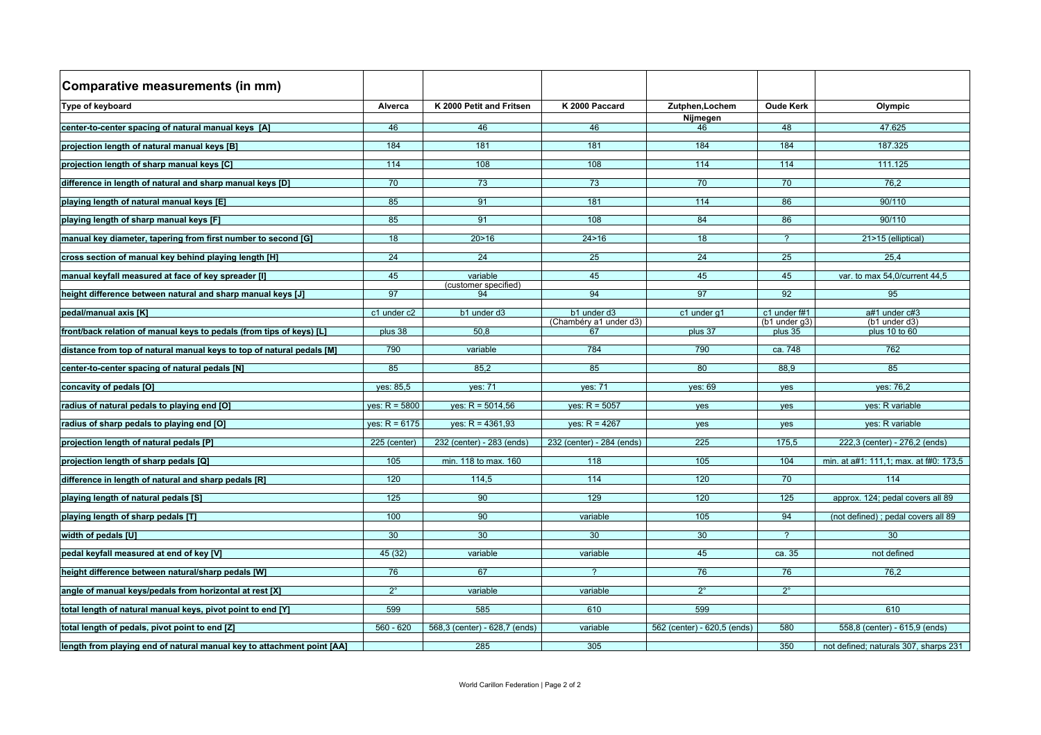| Comparative measurements (in mm) | | | | | | |
|---|---|---|---|---|---|---|
| **Type of keyboard** | **Alverca** | **K 2000 Petit and Fritsen** | **K 2000 Paccard** | **Zutphen,Lochem Nijmegen** | **Oude Kerk** | **Olympic** |
| **center-to-center spacing of natural manual keys [A]** | 46 | 46 | 46 | 46 | 48 | 47.625 |
| **projection length of natural manual keys [B]** | 184 | 181 | 181 | 184 | 184 | 187.325 |
| **projection length of sharp manual keys [C]** | 114 | 108 | 108 | 114 | 114 | 111.125 |
| **difference in length of natural and sharp manual keys [D]** | 70 | 73 | 73 | 70 | 70 | 76,2 |
| **playing length of natural manual keys [E]** | 85 | 91 | 181 | 114 | 86 | 90/110 |
| **playing length of sharp manual keys [F]** | 85 | 91 | 108 | 84 | 86 | 90/110 |
| **manual key diameter, tapering from first number to second [G]** | 18 | 20>16 | 24>16 | 18 | ? | 21>15 (elliptical) |
| **cross section of manual key behind playing length [H]** | 24 | 24 | 25 | 24 | 25 | 25,4 |
| **manual keyfall measured at face of key spreader [I]** | 45 | variable (customer specified) | 45 | 45 | 45 | var. to max 54,0/current 44,5 |
| **height difference between natural and sharp manual keys [J]** | 97 | 94 | 94 | 97 | 92 | 95 |
| **pedal/manual axis [K]** | c1 under c2 | b1 under d3 | b1 under d3 (Chambéry a1 under d3) | c1 under g1 | c1 under f#1 (b1 under g3) | a#1 under c#3 (b1 under d3) |
| **front/back relation of manual keys to pedals (from tips of keys) [L]** | plus 38 | 50,8 | 67 | plus 37 | plus 35 | plus 10 to 60 |
| **distance from top of natural manual keys to top of natural pedals [M]** | 790 | variable | 784 | 790 | ca. 748 | 762 |
| **center-to-center spacing of natural pedals [N]** | 85 | 85,2 | 85 | 80 | 88,9 | 85 |
| **concavity of pedals [O]** | yes: 85,5 | yes: 71 | yes: 71 | yes: 69 | yes | yes: 76,2 |
| **radius of natural pedals to playing end [O]** | yes: R = 5800 | yes: R = 5014,56 | yes: R = 5057 | yes | yes | yes: R variable |
| **radius of sharp pedals to playing end [O]** | yes: R = 6175 | yes: R = 4361,93 | yes: R = 4267 | yes | yes | yes: R variable |
| **projection length of natural pedals [P]** | 225 (center) | 232 (center) - 283 (ends) | 232 (center) - 284 (ends) | 225 | 175,5 | 222,3 (center) - 276,2 (ends) |
| **projection length of sharp pedals [Q]** | 105 | min. 118 to max. 160 | 118 | 105 | 104 | min. at a#1: 111,1; max. at f#0: 173,5 |
| **difference in length of natural and sharp pedals [R]** | 120 | 114,5 | 114 | 120 | 70 | 114 |
| **playing length of natural pedals [S]** | 125 | 90 | 129 | 120 | 125 | approx. 124; pedal covers all 89 |
| **playing length of sharp pedals [T]** | 100 | 90 | variable | 105 | 94 | (not defined) ; pedal covers all 89 |
| **width of pedals [U]** | 30 | 30 | 30 | 30 | ? | 30 |
| **pedal keyfall measured at end of key [V]** | 45 (32) | variable | variable | 45 | ca. 35 | not defined |
| **height difference between natural/sharp pedals [W]** | 76 | 67 | ? | 76 | 76 | 76,2 |
| **angle of manual keys/pedals from horizontal at rest [X]** | 2° | variable | variable | 2° | 2° | |
| **total length of natural manual keys, pivot point to end [Y]** | 599 | 585 | 610 | 599 | | 610 |
| **total length of pedals, pivot point to end [Z]** | 560 - 620 | 568,3 (center) - 628,7 (ends) | variable | 562 (center) - 620,5 (ends) | 580 | 558,8 (center) - 615,9 (ends) |
| **length from playing end of natural manual key to attachment point [AA]** | | 285 | 305 | | 350 | not defined; naturals 307, sharps 231 |